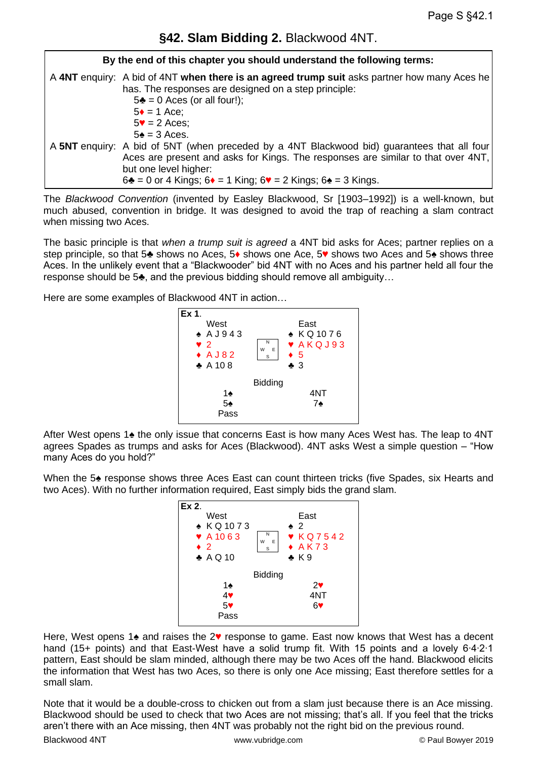# §42. Slam Bidding 2. Blackwood 4NT.

**By the end of this chapter you should understand the following terms:**

A **4NT** enquiry: A bid of 4NT **when there is an agreed trump suit** asks partner how many Aces he has. The responses are designed on a step principle:

- 5♣ = 0 Aces (or all four!);
- 5♦ = 1 Ace;
- 5♥ = 2 Aces;
- 5♠ = 3 Aces.

A **5NT** enquiry: A bid of 5NT (when preceded by a 4NT Blackwood bid) guarantees that all four Aces are present and asks for Kings. The responses are similar to that over 4NT, but one level higher:
6♣ = 0 or 4 Kings; 6♦ = 1 King; 6♥ = 2 Kings; 6♠ = 3 Kings.

The *Blackwood Convention* (invented by Easley Blackwood, Sr [1903–1992]) is a well-known, but much abused, convention in bridge. It was designed to avoid the trap of reaching a slam contract when missing two Aces.

The basic principle is that *when a trump suit is agreed* a 4NT bid asks for Aces; partner replies on a step principle, so that 5♣ shows no Aces, 5♦ shows one Ace, 5♥ shows two Aces and 5♠ shows three Aces. In the unlikely event that a "Blackwooder" bid 4NT with no Aces and his partner held all four the response should be 5♣, and the previous bidding should remove all ambiguity…

Here are some examples of Blackwood 4NT in action…

**Ex 1.**

| West | East |
|---|---|
| ♠ A J 9 4 3 | ♠ K Q 10 7 6 |
| ♥ 2 | ♥ A K Q J 9 3 |
| ♦ A J 8 2 | ♦ 5 |
| ♣ A 10 8 | ♣ 3 |

Bidding

| West | East |
|---|---|
| 1♠ | 4NT |
| 5♠ | 7♠ |
| Pass | |

After West opens 1♠ the only issue that concerns East is how many Aces West has. The leap to 4NT agrees Spades as trumps and asks for Aces (Blackwood). 4NT asks West a simple question – "How many Aces do you hold?"

When the 5♠ response shows three Aces East can count thirteen tricks (five Spades, six Hearts and two Aces). With no further information required, East simply bids the grand slam.

**Ex 2.**

| West | East |
|---|---|
| ♠ K Q 10 7 3 | ♠ 2 |
| ♥ A 10 6 3 | ♥ K Q 7 5 4 2 |
| ♦ 2 | ♦ A K 7 3 |
| ♣ A Q 10 | ♣ K 9 |

Bidding

| West | East |
|---|---|
| 1♠ | 2♥ |
| 4♥ | 4NT |
| 5♥ | 6♥ |
| Pass | |

Here, West opens 1♠ and raises the 2♥ response to game. East now knows that West has a decent hand (15+ points) and that East-West have a solid trump fit. With 15 points and a lovely 6·4·2·1 pattern, East should be slam minded, although there may be two Aces off the hand. Blackwood elicits the information that West has two Aces, so there is only one Ace missing; East therefore settles for a small slam.

Note that it would be a double-cross to chicken out from a slam just because there is an Ace missing. Blackwood should be used to check that two Aces are not missing; that's all. If you feel that the tricks aren't there with an Ace missing, then 4NT was probably not the right bid on the previous round.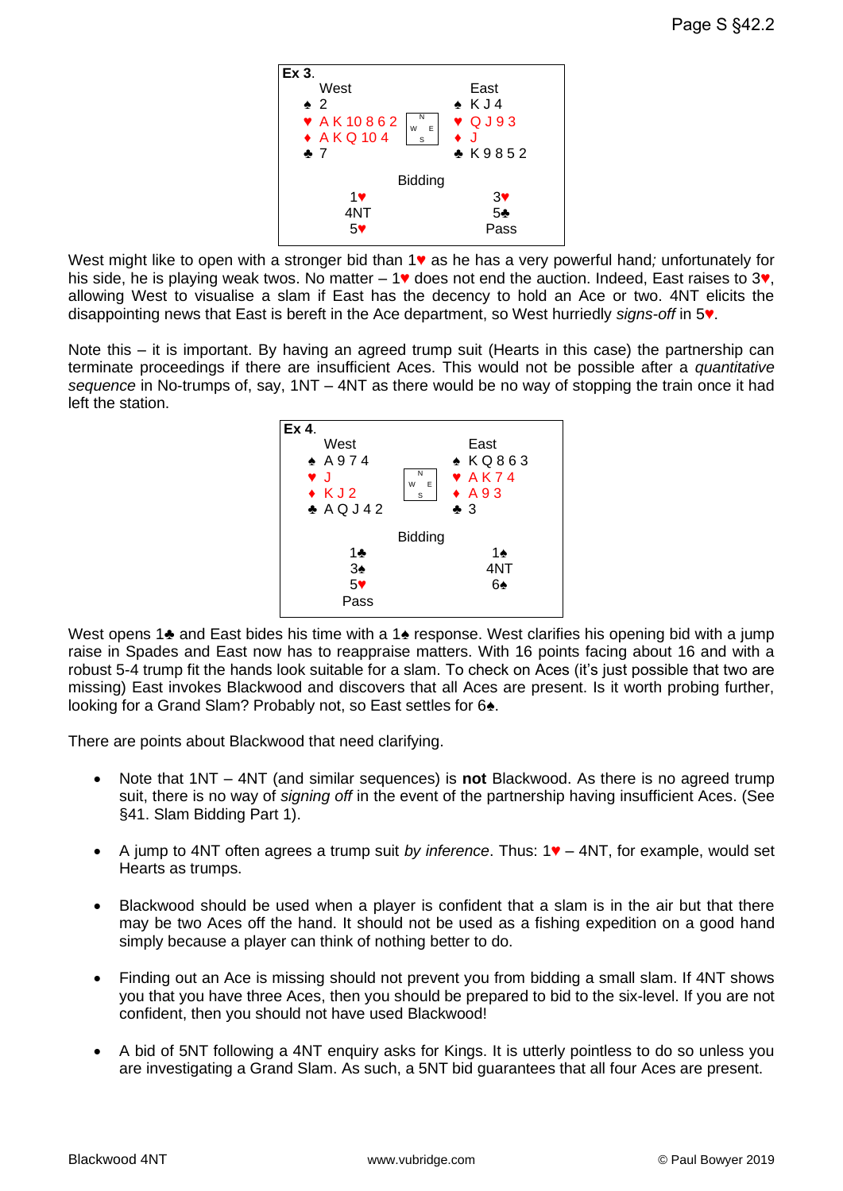**Ex 3.**

| West | | East |
|---|---|---|
| ♠ 2 | | ♠ K J 4 |
| ♥ A K 10 8 6 2 | | ♥ Q J 9 3 |
| ♦ A K Q 10 4 | | ♦ J |
| ♣ 7 | | ♣ K 9 8 5 2 |

Bidding

| West | East |
|---|---|
| 1♥ | 3♥ |
| 4NT | 5♣ |
| 5♥ | Pass |

West might like to open with a stronger bid than 1♥ as he has a very powerful hand*;* unfortunately for his side, he is playing weak twos. No matter – 1♥ does not end the auction. Indeed, East raises to 3♥, allowing West to visualise a slam if East has the decency to hold an Ace or two. 4NT elicits the disappointing news that East is bereft in the Ace department, so West hurriedly *signs-off* in 5♥.

Note this – it is important. By having an agreed trump suit (Hearts in this case) the partnership can terminate proceedings if there are insufficient Aces. This would not be possible after a *quantitative sequence* in No-trumps of, say, 1NT – 4NT as there would be no way of stopping the train once it had left the station.

**Ex 4.**

| West | | East |
|---|---|---|
| ♠ A 9 7 4 | | ♠ K Q 8 6 3 |
| ♥ J | | ♥ A K 7 4 |
| ♦ K J 2 | | ♦ A 9 3 |
| ♣ A Q J 4 2 | | ♣ 3 |

Bidding

| West | East |
|---|---|
| 1♣ | 1♠ |
| 3♠ | 4NT |
| 5♥ | 6♠ |
| Pass | |

West opens 1♣ and East bides his time with a 1♠ response. West clarifies his opening bid with a jump raise in Spades and East now has to reappraise matters. With 16 points facing about 16 and with a robust 5-4 trump fit the hands look suitable for a slam. To check on Aces (it's just possible that two are missing) East invokes Blackwood and discovers that all Aces are present. Is it worth probing further, looking for a Grand Slam? Probably not, so East settles for 6♠.

There are points about Blackwood that need clarifying.

- Note that 1NT – 4NT (and similar sequences) is **not** Blackwood. As there is no agreed trump suit, there is no way of *signing off* in the event of the partnership having insufficient Aces. (See §41. Slam Bidding Part 1).

- A jump to 4NT often agrees a trump suit *by inference*. Thus: 1♥ – 4NT, for example, would set Hearts as trumps.

- Blackwood should be used when a player is confident that a slam is in the air but that there may be two Aces off the hand. It should not be used as a fishing expedition on a good hand simply because a player can think of nothing better to do.

- Finding out an Ace is missing should not prevent you from bidding a small slam. If 4NT shows you that you have three Aces, then you should be prepared to bid to the six-level. If you are not confident, then you should not have used Blackwood!

- A bid of 5NT following a 4NT enquiry asks for Kings. It is utterly pointless to do so unless you are investigating a Grand Slam. As such, a 5NT bid guarantees that all four Aces are present.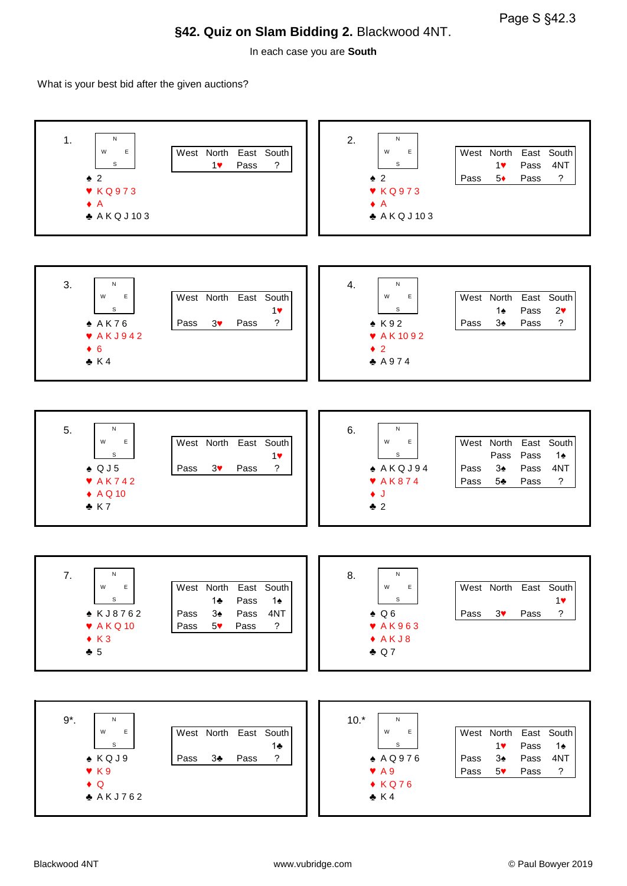## §42. Quiz on Slam Bidding 2. Blackwood 4NT.

In each case you are **South**

What is your best bid after the given auctions?

**1.**

♠ 2
♥ K Q 9 7 3
♦ A
♣ A K Q J 10 3

| West | North | East | South |
|---|---|---|---|
| | 1♥ | Pass | ? |

**2.**

♠ 2
♥ K Q 9 7 3
♦ A
♣ A K Q J 10 3

| West | North | East | South |
|---|---|---|---|
| | 1♥ | Pass | 4NT |
| Pass | 5♦ | Pass | ? |

**3.**

♠ A K 7 6
♥ A K J 9 4 2
♦ 6
♣ K 4

| West | North | East | South |
|---|---|---|---|
| | | | 1♥ |
| Pass | 3♥ | Pass | ? |

**4.**

♠ K 9 2
♥ A K 10 9 2
♦ 2
♣ A 9 7 4

| West | North | East | South |
|---|---|---|---|
| | 1♠ | Pass | 2♥ |
| Pass | 3♠ | Pass | ? |

**5.**

♠ Q J 5
♥ A K 7 4 2
♦ A Q 10
♣ K 7

| West | North | East | South |
|---|---|---|---|
| | | | 1♥ |
| Pass | 3♥ | Pass | ? |

**6.**

♠ A K Q J 9 4
♥ A K 8 7 4
♦ J
♣ 2

| West | North | East | South |
|---|---|---|---|
| | Pass | Pass | 1♠ |
| Pass | 3♠ | Pass | 4NT |
| Pass | 5♣ | Pass | ? |

**7.**

♠ K J 8 7 6 2
♥ A K Q 10
♦ K 3
♣ 5

| West | North | East | South |
|---|---|---|---|
| | 1♣ | Pass | 1♠ |
| Pass | 3♠ | Pass | 4NT |
| Pass | 5♥ | Pass | ? |

**8.**

♠ Q 6
♥ A K 9 6 3
♦ A K J 8
♣ Q 7

| West | North | East | South |
|---|---|---|---|
| | | | 1♥ |
| Pass | 3♥ | Pass | ? |

**9*.**

♠ K Q J 9
♥ K 9
♦ Q
♣ A K J 7 6 2

| West | North | East | South |
|---|---|---|---|
| | | | 1♣ |
| Pass | 3♣ | Pass | ? |

**10.***

♠ A Q 9 7 6
♥ A 9
♦ K Q 7 6
♣ K 4

| West | North | East | South |
|---|---|---|---|
| | 1♥ | Pass | 1♠ |
| Pass | 3♠ | Pass | 4NT |
| Pass | 5♥ | Pass | ? |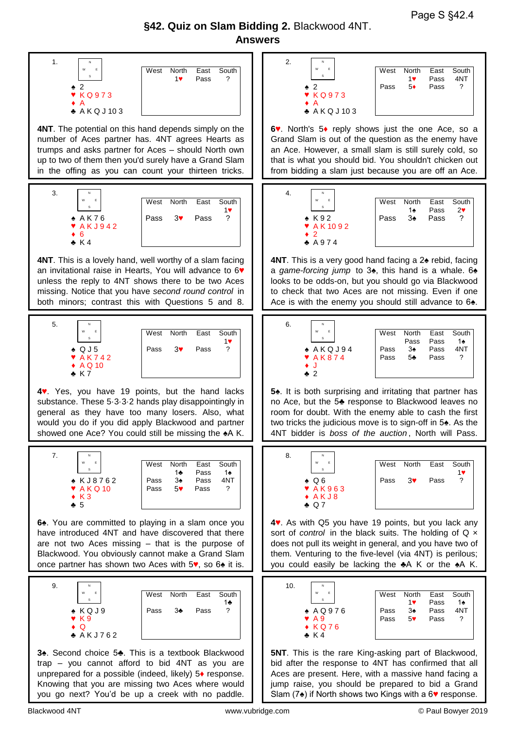# §42. Quiz on Slam Bidding 2. Blackwood 4NT.

## Answers

### 1.

♠ 2
♥ K Q 9 7 3
♦ A
♣ A K Q J 10 3

| West | North | East | South |
|---|---|---|---|
| | 1♥ | Pass | ? |

**4NT**. The potential on this hand depends simply on the number of Aces partner has. 4NT agrees Hearts as trumps and asks partner for Aces – should North own up to two of them then you'd surely have a Grand Slam in the offing as you can count your thirteen tricks.

### 2.

♠ 2
♥ K Q 9 7 3
♦ A
♣ A K Q J 10 3

| West | North | East | South |
|---|---|---|---|
| | 1♥ | Pass | 4NT |
| Pass | 5♦ | Pass | ? |

**6♥**. North's 5♦ reply shows just the one Ace, so a Grand Slam is out of the question as the enemy have an Ace. However, a small slam is still surely cold, so that is what you should bid. You shouldn't chicken out from bidding a slam just because you are off an Ace.

### 3.

♠ A K 7 6
♥ A K J 9 4 2
♦ 6
♣ K 4

| West | North | East | South |
|---|---|---|---|
| | | | 1♥ |
| Pass | 3♥ | Pass | ? |

**4NT**. This is a lovely hand, well worthy of a slam facing an invitational raise in Hearts, You will advance to 6♥ unless the reply to 4NT shows there to be two Aces missing. Notice that you have *second round control* in both minors; contrast this with Questions 5 and 8.

### 4.

♠ K 9 2
♥ A K 10 9 2
♦ 2
♣ A 9 7 4

| West | North | East | South |
|---|---|---|---|
| | 1♠ | Pass | 2♥ |
| Pass | 3♠ | Pass | ? |

**4NT**. This is a very good hand facing a 2♠ rebid, facing a *game-forcing jump* to 3♠, this hand is a whale. 6♠ looks to be odds-on, but you should go via Blackwood to check that two Aces are not missing. Even if one Ace is with the enemy you should still advance to 6♠.

### 5.

♠ Q J 5
♥ A K 7 4 2
♦ A Q 10
♣ K 7

| West | North | East | South |
|---|---|---|---|
| | | | 1♥ |
| Pass | 3♥ | Pass | ? |

**4♥**. Yes, you have 19 points, but the hand lacks substance. These 5·3·3·2 hands play disappointingly in general as they have too many losers. Also, what would you do if you did apply Blackwood and partner showed one Ace? You could still be missing the ♠A K.

### 6.

♠ A K Q J 9 4
♥ A K 8 7 4
♦ J
♣ 2

| West | North | East | South |
|---|---|---|---|
| | Pass | Pass | 1♠ |
| Pass | 3♠ | Pass | 4NT |
| Pass | 5♣ | Pass | ? |

**5♠**. It is both surprising and irritating that partner has no Ace, but the 5♣ response to Blackwood leaves no room for doubt. With the enemy able to cash the first two tricks the judicious move is to sign-off in 5♠. As the 4NT bidder is *boss of the auction*, North will Pass.

### 7.

♠ K J 8 7 6 2
♥ A K Q 10
♦ K 3
♣ 5

| West | North | East | South |
|---|---|---|---|
| | 1♣ | Pass | 1♠ |
| Pass | 3♠ | Pass | 4NT |
| Pass | 5♥ | Pass | ? |

**6♠**. You are committed to playing in a slam once you have introduced 4NT and have discovered that there are not two Aces missing – that is the purpose of Blackwood. You obviously cannot make a Grand Slam once partner has shown two Aces with 5♥, so 6♠ it is.

### 8.

♠ Q 6
♥ A K 9 6 3
♦ A K J 8
♣ Q 7

| West | North | East | South |
|---|---|---|---|
| | | | 1♥ |
| Pass | 3♥ | Pass | ? |

**4♥**. As with Q5 you have 19 points, but you lack any sort of *control* in the black suits. The holding of Q × does not pull its weight in general, and you have two of them. Venturing to the five-level (via 4NT) is perilous; you could easily be lacking the ♣A K or the ♠A K.

### 9.

♠ K Q J 9
♥ K 9
♦ Q
♣ A K J 7 6 2

| West | North | East | South |
|---|---|---|---|
| | | | 1♣ |
| Pass | 3♣ | Pass | ? |

**3♠**. Second choice 5♣. This is a textbook Blackwood trap – you cannot afford to bid 4NT as you are unprepared for a possible (indeed, likely) 5♦ response. Knowing that you are missing two Aces where would you go next? You'd be up a creek with no paddle.

### 10.

♠ A Q 9 7 6
♥ A 9
♦ K Q 7 6
♣ K 4

| West | North | East | South |
|---|---|---|---|
| | 1♥ | Pass | 1♠ |
| Pass | 3♠ | Pass | 4NT |
| Pass | 5♥ | Pass | ? |

**5NT**. This is the rare King-asking part of Blackwood, bid after the response to 4NT has confirmed that all Aces are present. Here, with a massive hand facing a jump raise, you should be prepared to bid a Grand Slam (7♠) if North shows two Kings with a 6♥ response.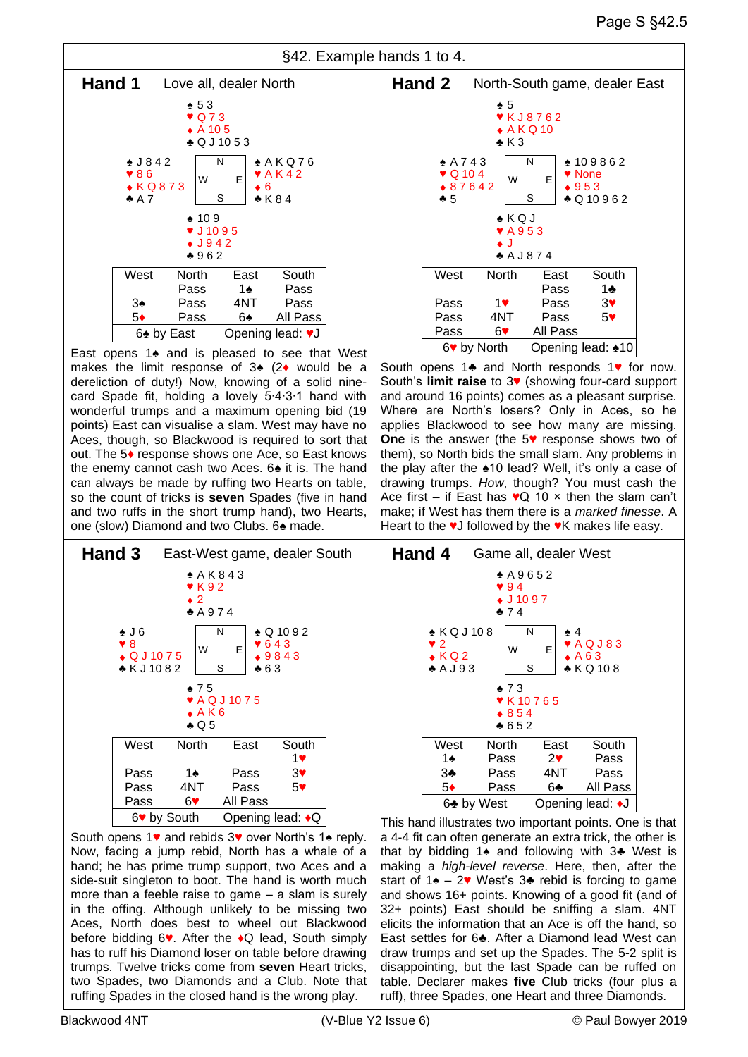## §42. Example hands 1 to 4.

### Hand 1 — Love all, dealer North

North: ♠ 5 3 ♥ Q 7 3 ♦ A 10 5 ♣ Q J 10 5 3

West: ♠ J 8 4 2 ♥ 8 6 ♦ K Q 8 7 3 ♣ A 7

East: ♠ A K Q 7 6 ♥ A K 4 2 ♦ 6 ♣ K 8 4

South: ♠ 10 9 ♥ J 10 9 5 ♦ J 9 4 2 ♣ 9 6 2

| West | North | East | South |
|---|---|---|---|
| | Pass | 1♠ | Pass |
| 3♠ | Pass | 4NT | Pass |
| 5♦ | Pass | 6♠ | All Pass |

6♠ by East — Opening lead: ♥J

East opens 1♠ and is pleased to see that West makes the limit response of 3♠ (2♦ would be a dereliction of duty!) Now, knowing of a solid nine-card Spade fit, holding a lovely 5·4·3·1 hand with wonderful trumps and a maximum opening bid (19 points) East can visualise a slam. West may have no Aces, though, so Blackwood is required to sort that out. The 5♦ response shows one Ace, so East knows the enemy cannot cash two Aces. 6♠ it is. The hand can always be made by ruffing two Hearts on table, so the count of tricks is **seven** Spades (five in hand and two ruffs in the short trump hand), two Hearts, one (slow) Diamond and two Clubs. 6♠ made.

### Hand 2 — North-South game, dealer East

North: ♠ 5 ♥ K J 8 7 6 2 ♦ A K Q 10 ♣ K 3

West: ♠ A 7 4 3 ♥ Q 10 4 ♦ 8 7 6 4 2 ♣ 5

East: ♠ 10 9 8 6 2 ♥ None ♦ 9 5 3 ♣ Q 10 9 6 2

South: ♠ K Q J ♥ A 9 5 3 ♦ J ♣ A J 8 7 4

| West | North | East | South |
|---|---|---|---|
| | | Pass | 1♣ |
| Pass | 1♥ | Pass | 3♥ |
| Pass | 4NT | Pass | 5♥ |
| Pass | 6♥ | All Pass | |

6♥ by North — Opening lead: ♠10

South opens 1♣ and North responds 1♥ for now. South's **limit raise** to 3♥ (showing four-card support and around 16 points) comes as a pleasant surprise. Where are North's losers? Only in Aces, so he applies Blackwood to see how many are missing. **One** is the answer (the 5♥ response shows two of them), so North bids the small slam. Any problems in the play after the ♠10 lead? Well, it's only a case of drawing trumps. *How*, though? You must cash the Ace first – if East has ♥Q 10 × then the slam can't make; if West has them there is a *marked finesse*. A Heart to the ♥J followed by the ♥K makes life easy.

### Hand 3 — East-West game, dealer South

North: ♠ A K 8 4 3 ♥ K 9 2 ♦ 2 ♣ A 9 7 4

West: ♠ J 6 ♥ 8 ♦ Q J 10 7 5 ♣ K J 10 8 2

East: ♠ Q 10 9 2 ♥ 6 4 3 ♦ 9 8 4 3 ♣ 6 3

South: ♠ 7 5 ♥ A Q J 10 7 5 ♦ A K 6 ♣ Q 5

| West | North | East | South |
|---|---|---|---|
| | | | 1♥ |
| Pass | 1♠ | Pass | 3♥ |
| Pass | 4NT | Pass | 5♥ |
| Pass | 6♥ | All Pass | |

6♥ by South — Opening lead: ♦Q

South opens 1♥ and rebids 3♥ over North's 1♠ reply. Now, facing a jump rebid, North has a whale of a hand; he has prime trump support, two Aces and a side-suit singleton to boot. The hand is worth much more than a feeble raise to game – a slam is surely in the offing. Although unlikely to be missing two Aces, North does best to wheel out Blackwood before bidding 6♥. After the ♦Q lead, South simply has to ruff his Diamond loser on table before drawing trumps. Twelve tricks come from **seven** Heart tricks, two Spades, two Diamonds and a Club. Note that ruffing Spades in the closed hand is the wrong play.

### Hand 4 — Game all, dealer West

North: ♠ A 9 6 5 2 ♥ 9 4 ♦ J 10 9 7 ♣ 7 4

West: ♠ K Q J 10 8 ♥ 2 ♦ K Q 2 ♣ A J 9 3

East: ♠ 4 ♥ A Q J 8 3 ♦ A 6 3 ♣ K Q 10 8

South: ♠ 7 3 ♥ K 10 7 6 5 ♦ 8 5 4 ♣ 6 5 2

| West | North | East | South |
|---|---|---|---|
| 1♠ | Pass | 2♥ | Pass |
| 3♣ | Pass | 4NT | Pass |
| 5♦ | Pass | 6♣ | All Pass |

6♣ by West — Opening lead: ♦J

This hand illustrates two important points. One is that a 4-4 fit can often generate an extra trick, the other is that by bidding 1♠ and following with 3♣ West is making a *high-level reverse*. Here, then, after the start of 1♠ – 2♥ West's 3♣ rebid is forcing to game and shows 16+ points. Knowing of a good fit (and of 32+ points) East should be sniffing a slam. 4NT elicits the information that an Ace is off the hand, so East settles for 6♣. After a Diamond lead West can draw trumps and set up the Spades. The 5-2 split is disappointing, but the last Spade can be ruffed on table. Declarer makes **five** Club tricks (four plus a ruff), three Spades, one Heart and three Diamonds.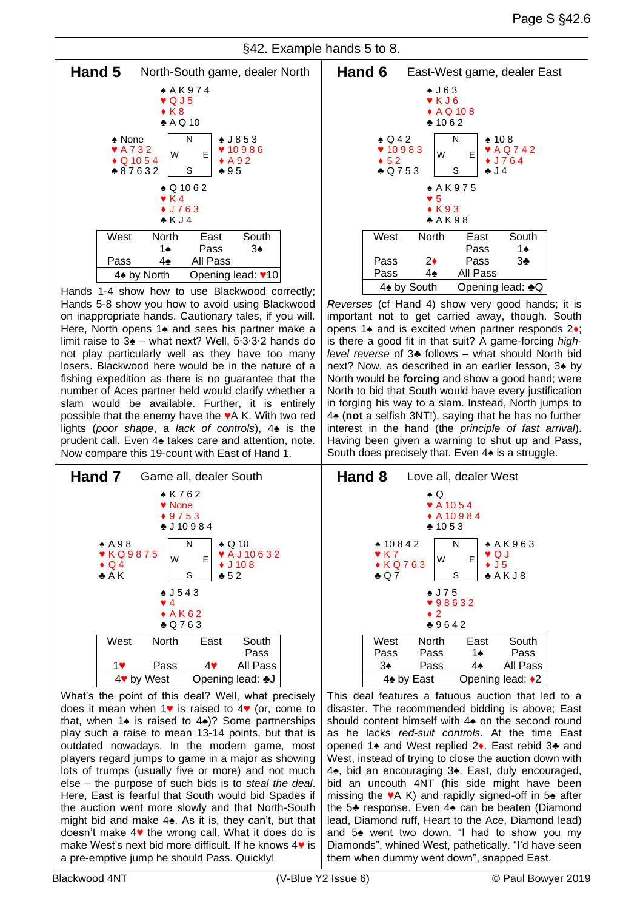## §42. Example hands 5 to 8.

### Hand 5 — North-South game, dealer North

North: ♠ A K 9 7 4 / ♥ Q J 5 / ♦ K 8 / ♣ A Q 10

West: ♠ None / ♥ A 7 3 2 / ♦ Q 10 5 4 / ♣ 8 7 6 3 2

East: ♠ J 8 5 3 / ♥ 10 9 8 6 / ♦ A 9 2 / ♣ 9 5

South: ♠ Q 10 6 2 / ♥ K 4 / ♦ J 7 6 3 / ♣ K J 4

| West | North | East | South |
|---|---|---|---|
| | 1♠ | Pass | 3♠ |
| Pass | 4♠ | All Pass | |
| 4♠ by North | | Opening lead: ♥10 | |

Hands 1-4 show how to use Blackwood correctly; Hands 5-8 show you how to avoid using Blackwood on inappropriate hands. Cautionary tales, if you will. Here, North opens 1♠ and sees his partner make a limit raise to 3♠ – what next? Well, 5·3·3·2 hands do not play particularly well as they have too many losers. Blackwood here would be in the nature of a fishing expedition as there is no guarantee that the number of Aces partner held would clarify whether a slam would be available. Further, it is entirely possible that the enemy have the ♥A K. With two red lights (*poor shape*, a *lack of controls*), 4♠ is the prudent call. Even 4♠ takes care and attention, note. Now compare this 19-count with East of Hand 1.

### Hand 6 — East-West game, dealer East

North: ♠ J 6 3 / ♥ K J 6 / ♦ A Q 10 8 / ♣ 10 6 2

West: ♠ Q 4 2 / ♥ 10 9 8 3 / ♦ 5 2 / ♣ Q 7 5 3

East: ♠ 10 8 / ♥ A Q 7 4 2 / ♦ J 7 6 4 / ♣ J 4

South: ♠ A K 9 7 5 / ♥ 5 / ♦ K 9 3 / ♣ A K 9 8

| West | North | East | South |
|---|---|---|---|
| | | Pass | 1♠ |
| Pass | 2♦ | Pass | 3♣ |
| Pass | 4♠ | All Pass | |
| 4♠ by South | | Opening lead: ♣Q | |

*Reverses* (cf Hand 4) show very good hands; it is important not to get carried away, though. South opens 1♠ and is excited when partner responds 2♦; is there a good fit in that suit? A game-forcing *high-level reverse* of 3♣ follows – what should North bid next? Now, as described in an earlier lesson, 3♠ by North would be **forcing** and show a good hand; were North to bid that South would have every justification in forging his way to a slam. Instead, North jumps to 4♠ (**not** a selfish 3NT!), saying that he has no further interest in the hand (the *principle of fast arrival*). Having been given a warning to shut up and Pass, South does precisely that. Even 4♠ is a struggle.

### Hand 7 — Game all, dealer South

North: ♠ K 7 6 2 / ♥ None / ♦ 9 7 5 3 / ♣ J 10 9 8 4

West: ♠ A 9 8 / ♥ K Q 9 8 7 5 / ♦ Q 4 / ♣ A K

East: ♠ Q 10 / ♥ A J 10 6 3 2 / ♦ J 10 8 / ♣ 5 2

South: ♠ J 5 4 3 / ♥ 4 / ♦ A K 6 2 / ♣ Q 7 6 3

| West | North | East | South |
|---|---|---|---|
| | | | Pass |
| 1♥ | Pass | 4♥ | All Pass |
| 4♥ by West | | Opening lead: ♣J | |

What's the point of this deal? Well, what precisely does it mean when 1♥ is raised to 4♥ (or, come to that, when 1♠ is raised to 4♠)? Some partnerships play such a raise to mean 13-14 points, but that is outdated nowadays. In the modern game, most players regard jumps to game in a major as showing lots of trumps (usually five or more) and not much else – the purpose of such bids is to *steal the deal*. Here, East is fearful that South would bid Spades if the auction went more slowly and that North-South might bid and make 4♠. As it is, they can't, but that doesn't make 4♥ the wrong call. What it does do is make West's next bid more difficult. If he knows 4♥ is a pre-emptive jump he should Pass. Quickly!

### Hand 8 — Love all, dealer West

North: ♠ Q / ♥ A 10 5 4 / ♦ A 10 9 8 4 / ♣ 10 5 3

West: ♠ 10 8 4 2 / ♥ K 7 / ♦ K Q 7 6 3 / ♣ Q 7

East: ♠ A K 9 6 3 / ♥ Q J / ♦ J 5 / ♣ A K J 8

South: ♠ J 7 5 / ♥ 9 8 6 3 2 / ♦ 2 / ♣ 9 6 4 2

| West | North | East | South |
|---|---|---|---|
| Pass | Pass | 1♠ | Pass |
| 3♠ | Pass | 4♠ | All Pass |
| 4♠ by East | | Opening lead: ♦2 | |

This deal features a fatuous auction that led to a disaster. The recommended bidding is above; East should content himself with 4♠ on the second round as he lacks *red-suit controls*. At the time East opened 1♠ and West replied 2♦. East rebid 3♣ and West, instead of trying to close the auction down with 4♠, bid an encouraging 3♠. East, duly encouraged, bid an uncouth 4NT (his side might have been missing the ♥A K) and rapidly signed-off in 5♠ after the 5♣ response. Even 4♠ can be beaten (Diamond lead, Diamond ruff, Heart to the Ace, Diamond lead) and 5♠ went two down. "I had to show you my Diamonds", whined West, pathetically. "I'd have seen them when dummy went down", snapped East.